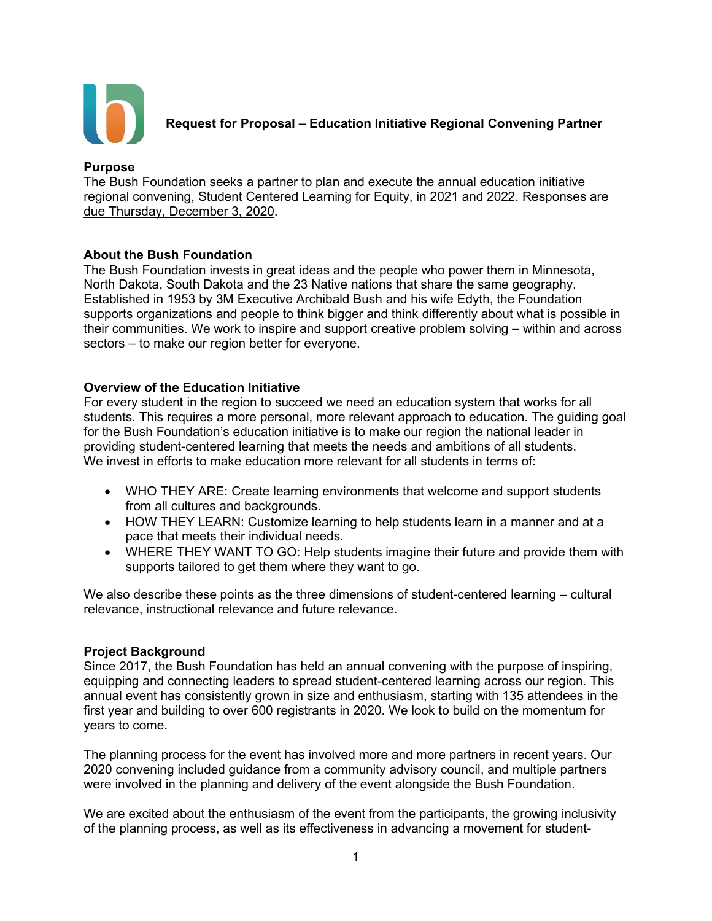# Request for Proposal – Education Initiative Regional Convening Partner

**Purpose**

The Bush Foundation seeks a partner to plan and execute the annual education initiative regional convening, Student Centered Learning for Equity, in 2021 and 2022. Responses are due Thursday, December 3, 2020.

**About the Bush Foundation**

The Bush Foundation invests in great ideas and the people who power them in Minnesota, North Dakota, South Dakota and the 23 Native nations that share the same geography. Established in 1953 by 3M Executive Archibald Bush and his wife Edyth, the Foundation supports organizations and people to think bigger and think differently about what is possible in their communities. We work to inspire and support creative problem solving – within and across sectors – to make our region better for everyone.

**Overview of the Education Initiative**

For every student in the region to succeed we need an education system that works for all students. This requires a more personal, more relevant approach to education. The guiding goal for the Bush Foundation's education initiative is to make our region the national leader in providing student-centered learning that meets the needs and ambitions of all students. We invest in efforts to make education more relevant for all students in terms of:

- WHO THEY ARE: Create learning environments that welcome and support students from all cultures and backgrounds.
- HOW THEY LEARN: Customize learning to help students learn in a manner and at a pace that meets their individual needs.
- WHERE THEY WANT TO GO: Help students imagine their future and provide them with supports tailored to get them where they want to go.

We also describe these points as the three dimensions of student-centered learning – cultural relevance, instructional relevance and future relevance.

**Project Background**

Since 2017, the Bush Foundation has held an annual convening with the purpose of inspiring, equipping and connecting leaders to spread student-centered learning across our region. This annual event has consistently grown in size and enthusiasm, starting with 135 attendees in the first year and building to over 600 registrants in 2020. We look to build on the momentum for years to come.

The planning process for the event has involved more and more partners in recent years. Our 2020 convening included guidance from a community advisory council, and multiple partners were involved in the planning and delivery of the event alongside the Bush Foundation.

We are excited about the enthusiasm of the event from the participants, the growing inclusivity of the planning process, as well as its effectiveness in advancing a movement for student-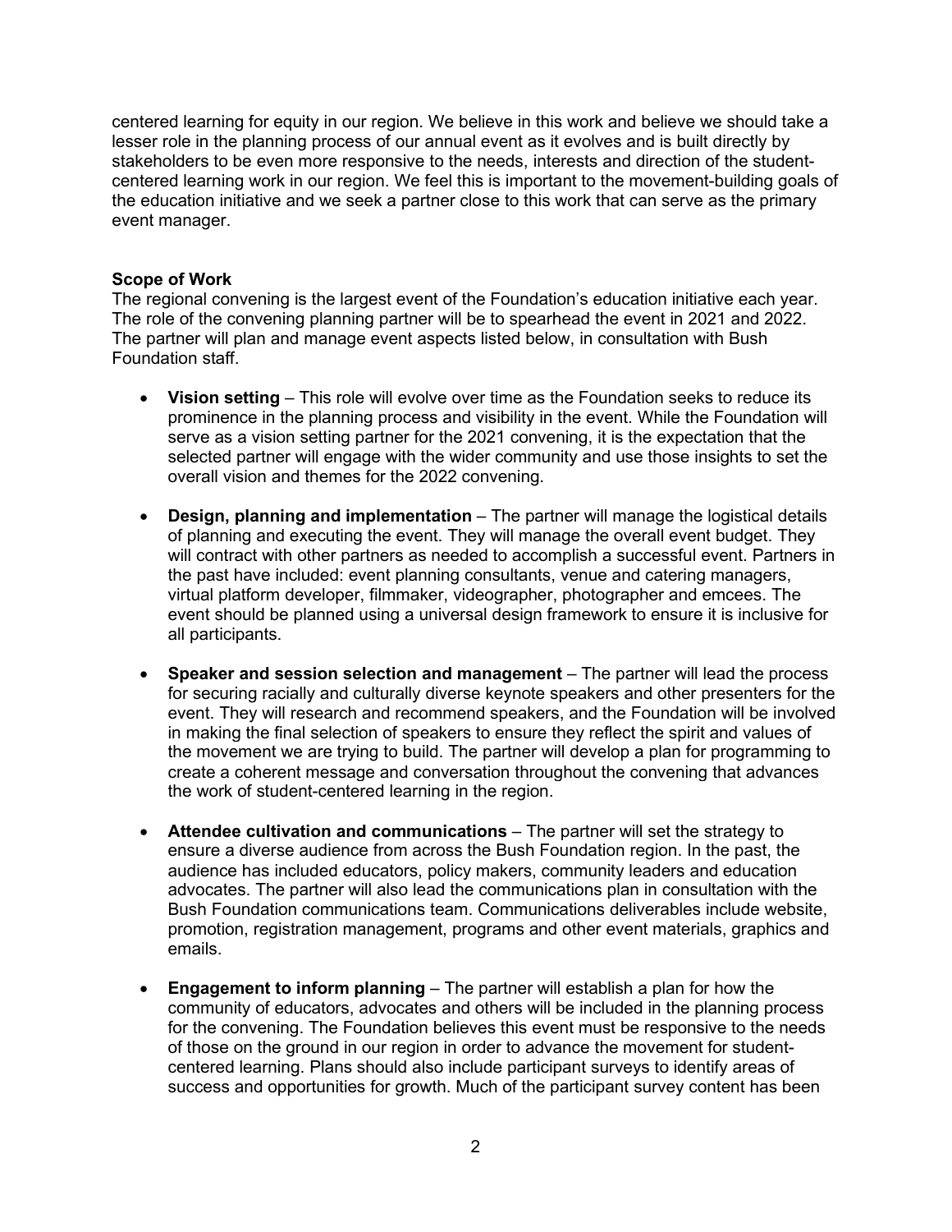centered learning for equity in our region. We believe in this work and believe we should take a lesser role in the planning process of our annual event as it evolves and is built directly by stakeholders to be even more responsive to the needs, interests and direction of the student-centered learning work in our region. We feel this is important to the movement-building goals of the education initiative and we seek a partner close to this work that can serve as the primary event manager.

**Scope of Work**

The regional convening is the largest event of the Foundation's education initiative each year. The role of the convening planning partner will be to spearhead the event in 2021 and 2022. The partner will plan and manage event aspects listed below, in consultation with Bush Foundation staff.

- **Vision setting** – This role will evolve over time as the Foundation seeks to reduce its prominence in the planning process and visibility in the event. While the Foundation will serve as a vision setting partner for the 2021 convening, it is the expectation that the selected partner will engage with the wider community and use those insights to set the overall vision and themes for the 2022 convening.

- **Design, planning and implementation** – The partner will manage the logistical details of planning and executing the event. They will manage the overall event budget. They will contract with other partners as needed to accomplish a successful event. Partners in the past have included: event planning consultants, venue and catering managers, virtual platform developer, filmmaker, videographer, photographer and emcees. The event should be planned using a universal design framework to ensure it is inclusive for all participants.

- **Speaker and session selection and management** – The partner will lead the process for securing racially and culturally diverse keynote speakers and other presenters for the event. They will research and recommend speakers, and the Foundation will be involved in making the final selection of speakers to ensure they reflect the spirit and values of the movement we are trying to build. The partner will develop a plan for programming to create a coherent message and conversation throughout the convening that advances the work of student-centered learning in the region.

- **Attendee cultivation and communications** – The partner will set the strategy to ensure a diverse audience from across the Bush Foundation region. In the past, the audience has included educators, policy makers, community leaders and education advocates. The partner will also lead the communications plan in consultation with the Bush Foundation communications team. Communications deliverables include website, promotion, registration management, programs and other event materials, graphics and emails.

- **Engagement to inform planning** – The partner will establish a plan for how the community of educators, advocates and others will be included in the planning process for the convening. The Foundation believes this event must be responsive to the needs of those on the ground in our region in order to advance the movement for student-centered learning. Plans should also include participant surveys to identify areas of success and opportunities for growth. Much of the participant survey content has been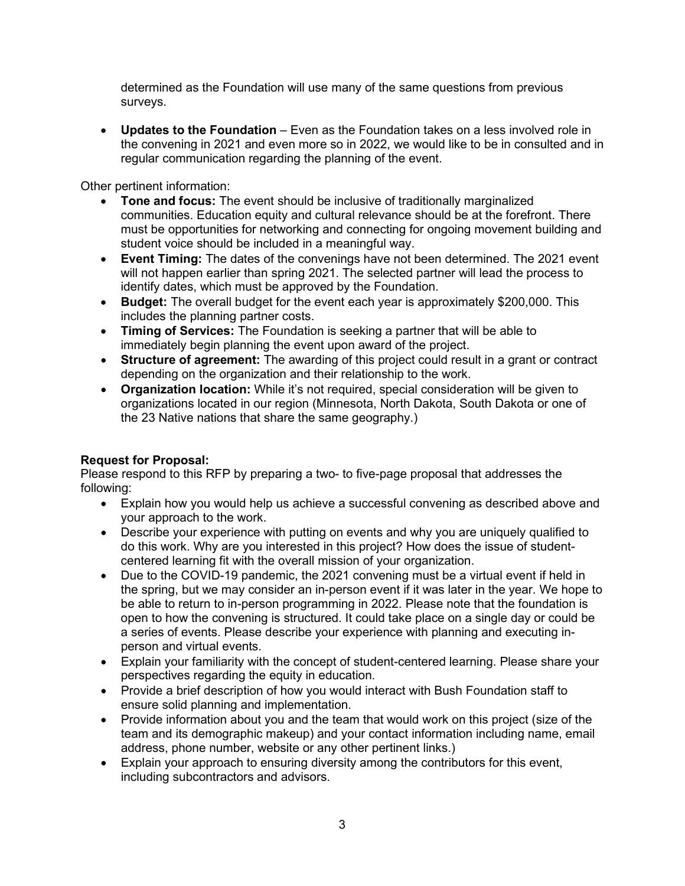determined as the Foundation will use many of the same questions from previous surveys.

- **Updates to the Foundation** – Even as the Foundation takes on a less involved role in the convening in 2021 and even more so in 2022, we would like to be in consulted and in regular communication regarding the planning of the event.

Other pertinent information:

- **Tone and focus:** The event should be inclusive of traditionally marginalized communities. Education equity and cultural relevance should be at the forefront. There must be opportunities for networking and connecting for ongoing movement building and student voice should be included in a meaningful way.
- **Event Timing:** The dates of the convenings have not been determined. The 2021 event will not happen earlier than spring 2021. The selected partner will lead the process to identify dates, which must be approved by the Foundation.
- **Budget:** The overall budget for the event each year is approximately $200,000. This includes the planning partner costs.
- **Timing of Services:** The Foundation is seeking a partner that will be able to immediately begin planning the event upon award of the project.
- **Structure of agreement:** The awarding of this project could result in a grant or contract depending on the organization and their relationship to the work.
- **Organization location:** While it's not required, special consideration will be given to organizations located in our region (Minnesota, North Dakota, South Dakota or one of the 23 Native nations that share the same geography.)

**Request for Proposal:**

Please respond to this RFP by preparing a two- to five-page proposal that addresses the following:

- Explain how you would help us achieve a successful convening as described above and your approach to the work.
- Describe your experience with putting on events and why you are uniquely qualified to do this work. Why are you interested in this project? How does the issue of student-centered learning fit with the overall mission of your organization.
- Due to the COVID-19 pandemic, the 2021 convening must be a virtual event if held in the spring, but we may consider an in-person event if it was later in the year. We hope to be able to return to in-person programming in 2022. Please note that the foundation is open to how the convening is structured. It could take place on a single day or could be a series of events. Please describe your experience with planning and executing in-person and virtual events.
- Explain your familiarity with the concept of student-centered learning. Please share your perspectives regarding the equity in education.
- Provide a brief description of how you would interact with Bush Foundation staff to ensure solid planning and implementation.
- Provide information about you and the team that would work on this project (size of the team and its demographic makeup) and your contact information including name, email address, phone number, website or any other pertinent links.)
- Explain your approach to ensuring diversity among the contributors for this event, including subcontractors and advisors.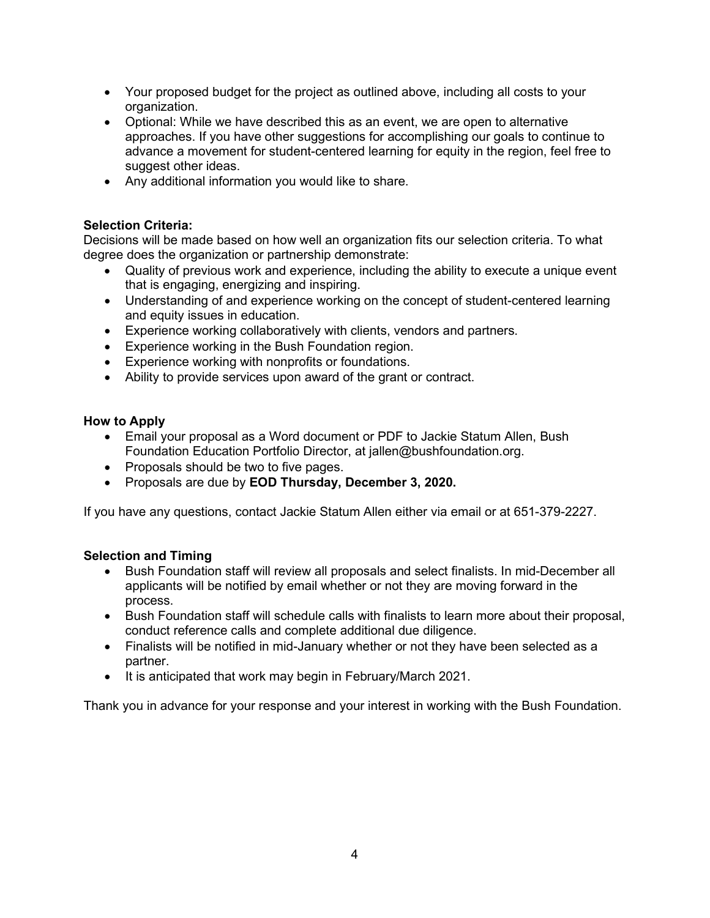- Your proposed budget for the project as outlined above, including all costs to your organization.
- Optional: While we have described this as an event, we are open to alternative approaches. If you have other suggestions for accomplishing our goals to continue to advance a movement for student-centered learning for equity in the region, feel free to suggest other ideas.
- Any additional information you would like to share.

**Selection Criteria:**

Decisions will be made based on how well an organization fits our selection criteria. To what degree does the organization or partnership demonstrate:

- Quality of previous work and experience, including the ability to execute a unique event that is engaging, energizing and inspiring.
- Understanding of and experience working on the concept of student-centered learning and equity issues in education.
- Experience working collaboratively with clients, vendors and partners.
- Experience working in the Bush Foundation region.
- Experience working with nonprofits or foundations.
- Ability to provide services upon award of the grant or contract.

**How to Apply**

- Email your proposal as a Word document or PDF to Jackie Statum Allen, Bush Foundation Education Portfolio Director, at jallen@bushfoundation.org.
- Proposals should be two to five pages.
- Proposals are due by **EOD Thursday, December 3, 2020.**

If you have any questions, contact Jackie Statum Allen either via email or at 651-379-2227.

**Selection and Timing**

- Bush Foundation staff will review all proposals and select finalists. In mid-December all applicants will be notified by email whether or not they are moving forward in the process.
- Bush Foundation staff will schedule calls with finalists to learn more about their proposal, conduct reference calls and complete additional due diligence.
- Finalists will be notified in mid-January whether or not they have been selected as a partner.
- It is anticipated that work may begin in February/March 2021.

Thank you in advance for your response and your interest in working with the Bush Foundation.